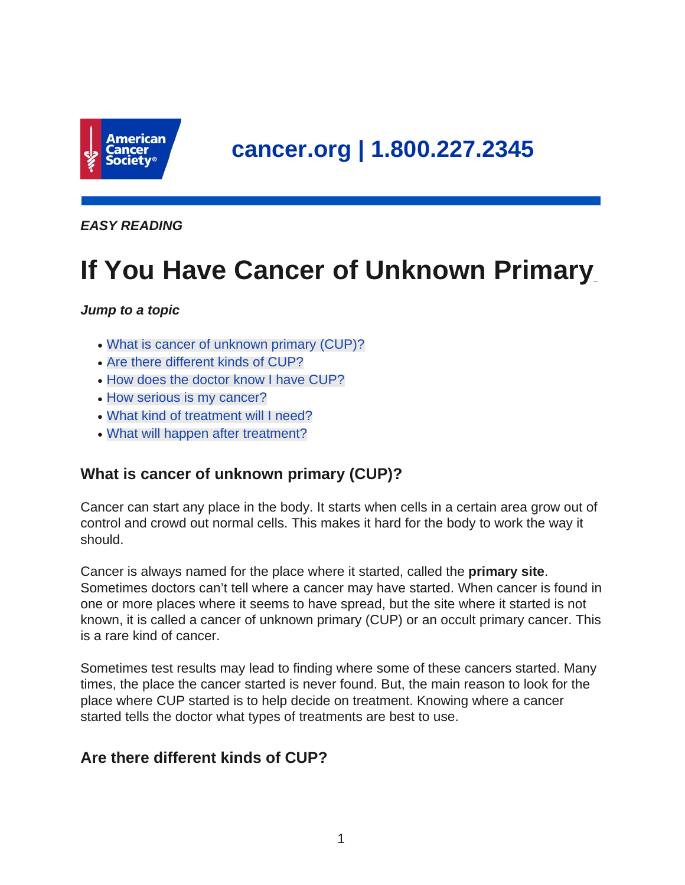cancer.org | 1.800.227.2345

***EASY READING***

# If You Have Cancer of Unknown Primary

***Jump to a topic***

- What is cancer of unknown primary (CUP)?
- Are there different kinds of CUP?
- How does the doctor know I have CUP?
- How serious is my cancer?
- What kind of treatment will I need?
- What will happen after treatment?

## What is cancer of unknown primary (CUP)?

Cancer can start any place in the body. It starts when cells in a certain area grow out of control and crowd out normal cells. This makes it hard for the body to work the way it should.

Cancer is always named for the place where it started, called the **primary site**. Sometimes doctors can't tell where a cancer may have started. When cancer is found in one or more places where it seems to have spread, but the site where it started is not known, it is called a cancer of unknown primary (CUP) or an occult primary cancer. This is a rare kind of cancer.

Sometimes test results may lead to finding where some of these cancers started. Many times, the place the cancer started is never found. But, the main reason to look for the place where CUP started is to help decide on treatment. Knowing where a cancer started tells the doctor what types of treatments are best to use.

## Are there different kinds of CUP?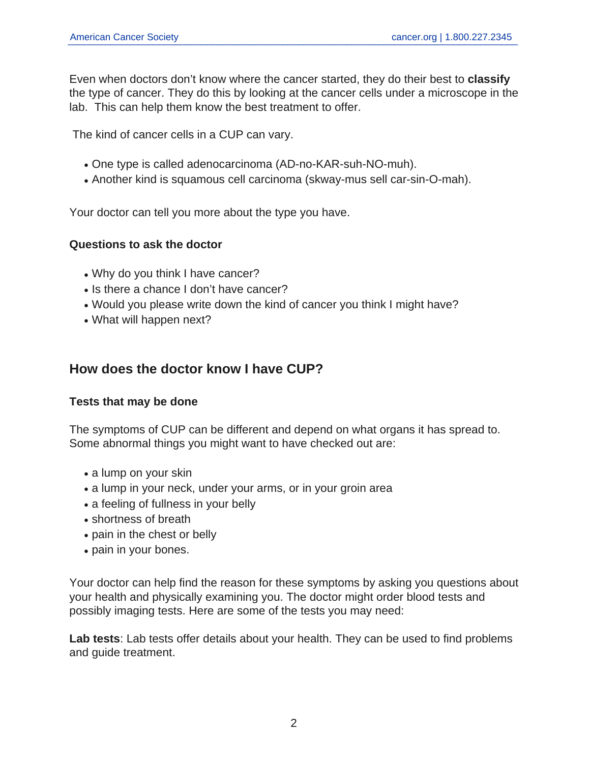Even when doctors don't know where the cancer started, they do their best to **classify** the type of cancer. They do this by looking at the cancer cells under a microscope in the lab. This can help them know the best treatment to offer.

The kind of cancer cells in a CUP can vary.

- One type is called adenocarcinoma (AD-no-KAR-suh-NO-muh).
- Another kind is squamous cell carcinoma (skway-mus sell car-sin-O-mah).

Your doctor can tell you more about the type you have.

### Questions to ask the doctor

- Why do you think I have cancer?
- Is there a chance I don't have cancer?
- Would you please write down the kind of cancer you think I might have?
- What will happen next?

## How does the doctor know I have CUP?

### Tests that may be done

The symptoms of CUP can be different and depend on what organs it has spread to. Some abnormal things you might want to have checked out are:

- a lump on your skin
- a lump in your neck, under your arms, or in your groin area
- a feeling of fullness in your belly
- shortness of breath
- pain in the chest or belly
- pain in your bones.

Your doctor can help find the reason for these symptoms by asking you questions about your health and physically examining you. The doctor might order blood tests and possibly imaging tests. Here are some of the tests you may need:

**Lab tests**: Lab tests offer details about your health. They can be used to find problems and guide treatment.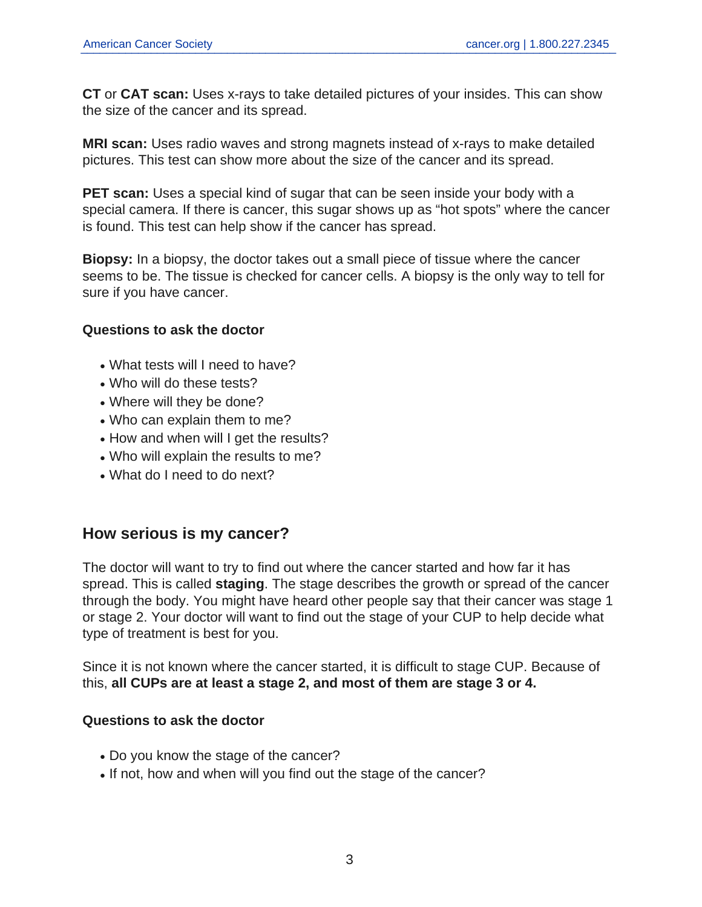**CT** or **CAT scan:** Uses x-rays to take detailed pictures of your insides. This can show the size of the cancer and its spread.

**MRI scan:** Uses radio waves and strong magnets instead of x-rays to make detailed pictures. This test can show more about the size of the cancer and its spread.

**PET scan:** Uses a special kind of sugar that can be seen inside your body with a special camera. If there is cancer, this sugar shows up as "hot spots" where the cancer is found. This test can help show if the cancer has spread.

**Biopsy:** In a biopsy, the doctor takes out a small piece of tissue where the cancer seems to be. The tissue is checked for cancer cells. A biopsy is the only way to tell for sure if you have cancer.

**Questions to ask the doctor**

- What tests will I need to have?
- Who will do these tests?
- Where will they be done?
- Who can explain them to me?
- How and when will I get the results?
- Who will explain the results to me?
- What do I need to do next?

## How serious is my cancer?

The doctor will want to try to find out where the cancer started and how far it has spread. This is called **staging**. The stage describes the growth or spread of the cancer through the body. You might have heard other people say that their cancer was stage 1 or stage 2. Your doctor will want to find out the stage of your CUP to help decide what type of treatment is best for you.

Since it is not known where the cancer started, it is difficult to stage CUP. Because of this, **all CUPs are at least a stage 2, and most of them are stage 3 or 4.**

**Questions to ask the doctor**

- Do you know the stage of the cancer?
- If not, how and when will you find out the stage of the cancer?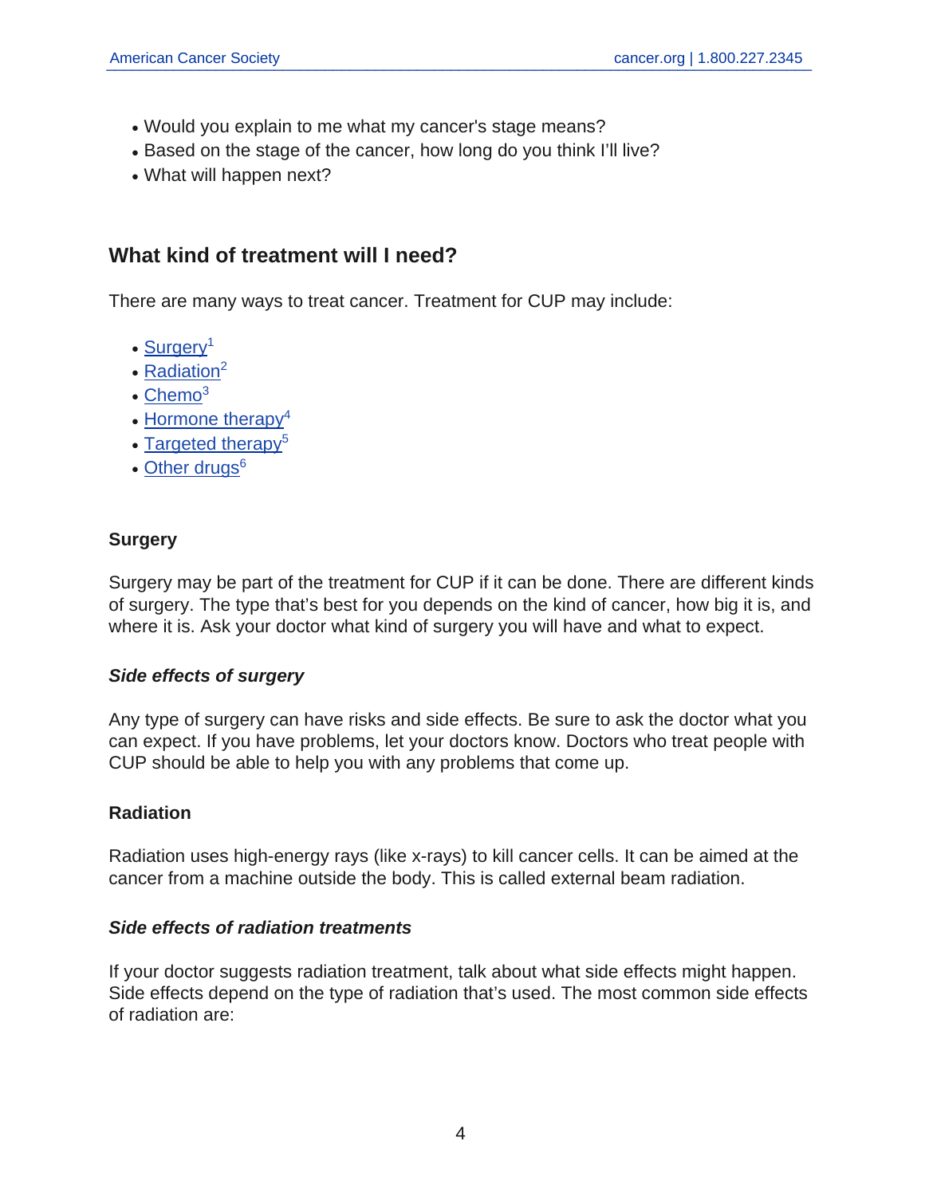- Would you explain to me what my cancer's stage means?
- Based on the stage of the cancer, how long do you think I'll live?
- What will happen next?

## What kind of treatment will I need?

There are many ways to treat cancer. Treatment for CUP may include:

- Surgery[1]
- Radiation[2]
- Chemo[3]
- Hormone therapy[4]
- Targeted therapy[5]
- Other drugs[6]

### Surgery

Surgery may be part of the treatment for CUP if it can be done. There are different kinds of surgery. The type that's best for you depends on the kind of cancer, how big it is, and where it is. Ask your doctor what kind of surgery you will have and what to expect.

#### *Side effects of surgery*

Any type of surgery can have risks and side effects. Be sure to ask the doctor what you can expect. If you have problems, let your doctors know. Doctors who treat people with CUP should be able to help you with any problems that come up.

### Radiation

Radiation uses high-energy rays (like x-rays) to kill cancer cells. It can be aimed at the cancer from a machine outside the body. This is called external beam radiation.

#### *Side effects of radiation treatments*

If your doctor suggests radiation treatment, talk about what side effects might happen. Side effects depend on the type of radiation that's used. The most common side effects of radiation are: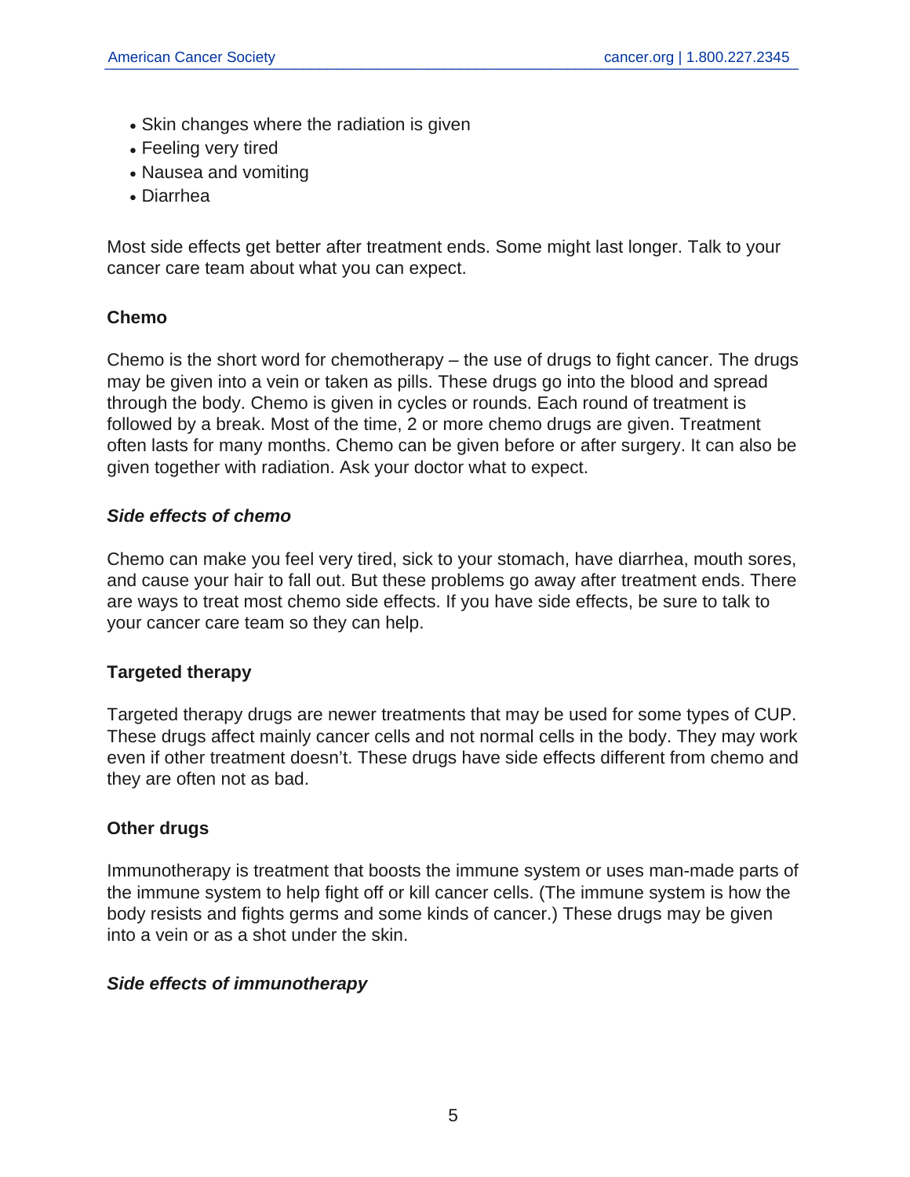- Skin changes where the radiation is given
- Feeling very tired
- Nausea and vomiting
- Diarrhea

Most side effects get better after treatment ends. Some might last longer. Talk to your cancer care team about what you can expect.

### Chemo

Chemo is the short word for chemotherapy – the use of drugs to fight cancer. The drugs may be given into a vein or taken as pills. These drugs go into the blood and spread through the body. Chemo is given in cycles or rounds. Each round of treatment is followed by a break. Most of the time, 2 or more chemo drugs are given. Treatment often lasts for many months. Chemo can be given before or after surgery. It can also be given together with radiation. Ask your doctor what to expect.

#### *Side effects of chemo*

Chemo can make you feel very tired, sick to your stomach, have diarrhea, mouth sores, and cause your hair to fall out. But these problems go away after treatment ends. There are ways to treat most chemo side effects. If you have side effects, be sure to talk to your cancer care team so they can help.

### Targeted therapy

Targeted therapy drugs are newer treatments that may be used for some types of CUP. These drugs affect mainly cancer cells and not normal cells in the body. They may work even if other treatment doesn't. These drugs have side effects different from chemo and they are often not as bad.

### Other drugs

Immunotherapy is treatment that boosts the immune system or uses man-made parts of the immune system to help fight off or kill cancer cells. (The immune system is how the body resists and fights germs and some kinds of cancer.) These drugs may be given into a vein or as a shot under the skin.

#### *Side effects of immunotherapy*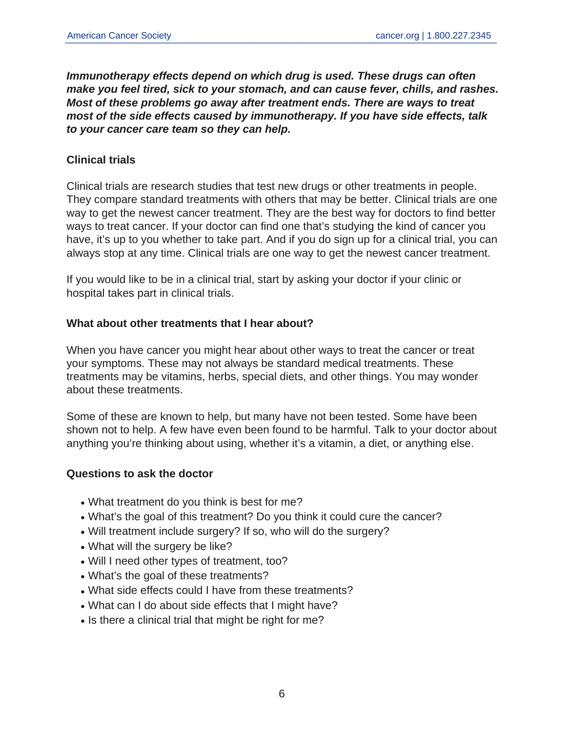***Immunotherapy effects depend on which drug is used. These drugs can often make you feel tired, sick to your stomach, and can cause fever, chills, and rashes. Most of these problems go away after treatment ends. There are ways to treat most of the side effects caused by immunotherapy. If you have side effects, talk to your cancer care team so they can help.***

### Clinical trials

Clinical trials are research studies that test new drugs or other treatments in people. They compare standard treatments with others that may be better. Clinical trials are one way to get the newest cancer treatment. They are the best way for doctors to find better ways to treat cancer. If your doctor can find one that's studying the kind of cancer you have, it's up to you whether to take part. And if you do sign up for a clinical trial, you can always stop at any time. Clinical trials are one way to get the newest cancer treatment.

If you would like to be in a clinical trial, start by asking your doctor if your clinic or hospital takes part in clinical trials.

### What about other treatments that I hear about?

When you have cancer you might hear about other ways to treat the cancer or treat your symptoms. These may not always be standard medical treatments. These treatments may be vitamins, herbs, special diets, and other things. You may wonder about these treatments.

Some of these are known to help, but many have not been tested. Some have been shown not to help. A few have even been found to be harmful. Talk to your doctor about anything you're thinking about using, whether it's a vitamin, a diet, or anything else.

### Questions to ask the doctor

- What treatment do you think is best for me?
- What's the goal of this treatment? Do you think it could cure the cancer?
- Will treatment include surgery? If so, who will do the surgery?
- What will the surgery be like?
- Will I need other types of treatment, too?
- What's the goal of these treatments?
- What side effects could I have from these treatments?
- What can I do about side effects that I might have?
- Is there a clinical trial that might be right for me?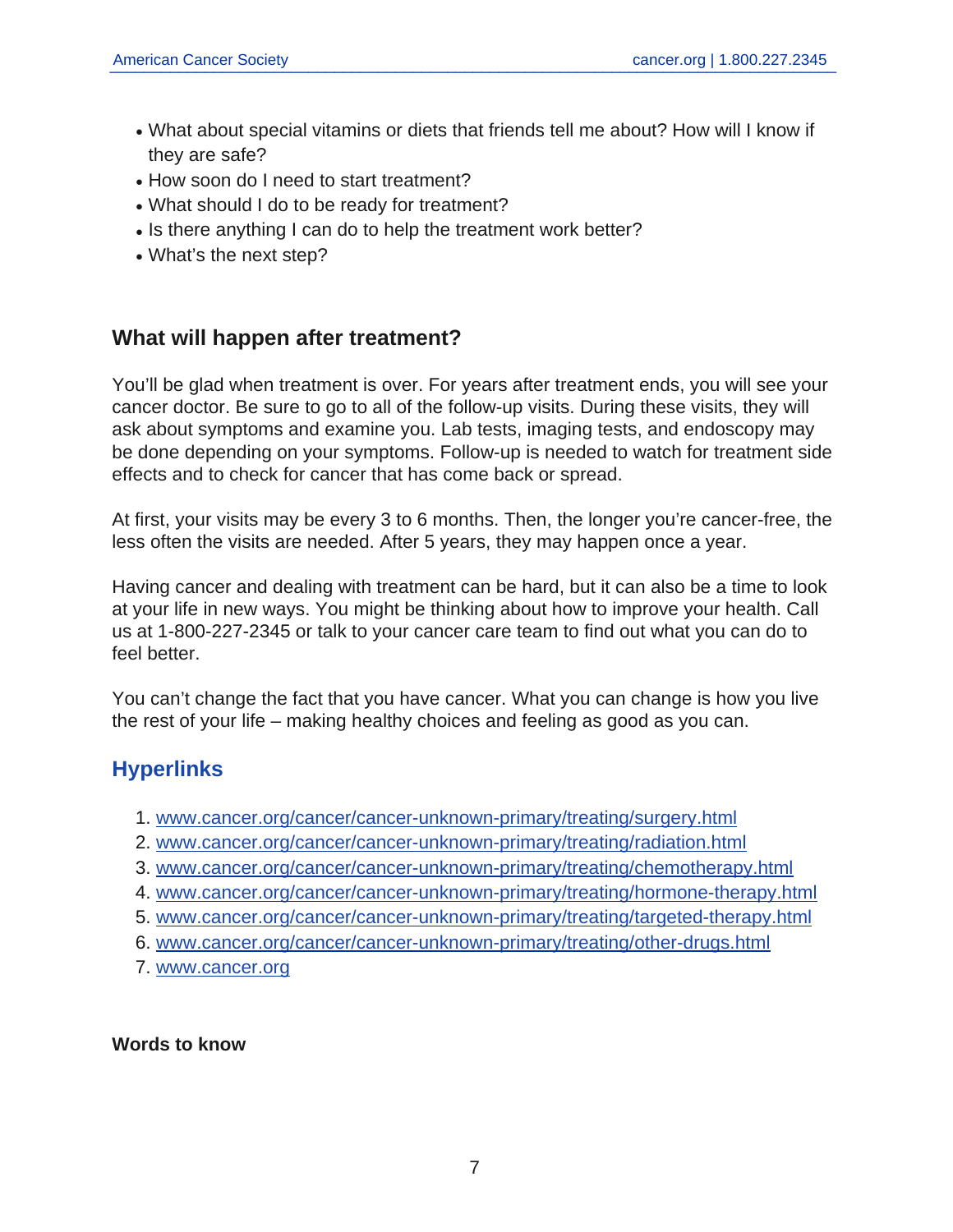- What about special vitamins or diets that friends tell me about? How will I know if they are safe?
- How soon do I need to start treatment?
- What should I do to be ready for treatment?
- Is there anything I can do to help the treatment work better?
- What's the next step?

## What will happen after treatment?

You'll be glad when treatment is over. For years after treatment ends, you will see your cancer doctor. Be sure to go to all of the follow-up visits. During these visits, they will ask about symptoms and examine you. Lab tests, imaging tests, and endoscopy may be done depending on your symptoms. Follow-up is needed to watch for treatment side effects and to check for cancer that has come back or spread.

At first, your visits may be every 3 to 6 months. Then, the longer you're cancer-free, the less often the visits are needed. After 5 years, they may happen once a year.

Having cancer and dealing with treatment can be hard, but it can also be a time to look at your life in new ways. You might be thinking about how to improve your health. Call us at 1-800-227-2345 or talk to your cancer care team to find out what you can do to feel better.

You can't change the fact that you have cancer. What you can change is how you live the rest of your life – making healthy choices and feeling as good as you can.

## Hyperlinks

1. www.cancer.org/cancer/cancer-unknown-primary/treating/surgery.html
2. www.cancer.org/cancer/cancer-unknown-primary/treating/radiation.html
3. www.cancer.org/cancer/cancer-unknown-primary/treating/chemotherapy.html
4. www.cancer.org/cancer/cancer-unknown-primary/treating/hormone-therapy.html
5. www.cancer.org/cancer/cancer-unknown-primary/treating/targeted-therapy.html
6. www.cancer.org/cancer/cancer-unknown-primary/treating/other-drugs.html
7. www.cancer.org

**Words to know**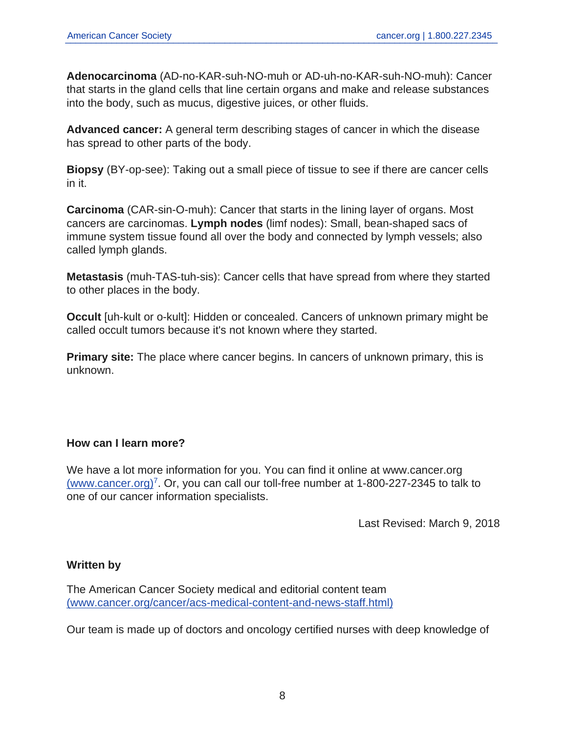**Adenocarcinoma** (AD-no-KAR-suh-NO-muh or AD-uh-no-KAR-suh-NO-muh): Cancer that starts in the gland cells that line certain organs and make and release substances into the body, such as mucus, digestive juices, or other fluids.

**Advanced cancer:** A general term describing stages of cancer in which the disease has spread to other parts of the body.

**Biopsy** (BY-op-see): Taking out a small piece of tissue to see if there are cancer cells in it.

**Carcinoma** (CAR-sin-O-muh): Cancer that starts in the lining layer of organs. Most cancers are carcinomas. **Lymph nodes** (limf nodes): Small, bean-shaped sacs of immune system tissue found all over the body and connected by lymph vessels; also called lymph glands.

**Metastasis** (muh-TAS-tuh-sis): Cancer cells that have spread from where they started to other places in the body.

**Occult** [uh-kult or o-kult]: Hidden or concealed. Cancers of unknown primary might be called occult tumors because it's not known where they started.

**Primary site:** The place where cancer begins. In cancers of unknown primary, this is unknown.

### How can I learn more?

We have a lot more information for you. You can find it online at www.cancer.org (www.cancer.org)[7]. Or, you can call our toll-free number at 1-800-227-2345 to talk to one of our cancer information specialists.

Last Revised: March 9, 2018

### Written by

The American Cancer Society medical and editorial content team (www.cancer.org/cancer/acs-medical-content-and-news-staff.html)

Our team is made up of doctors and oncology certified nurses with deep knowledge of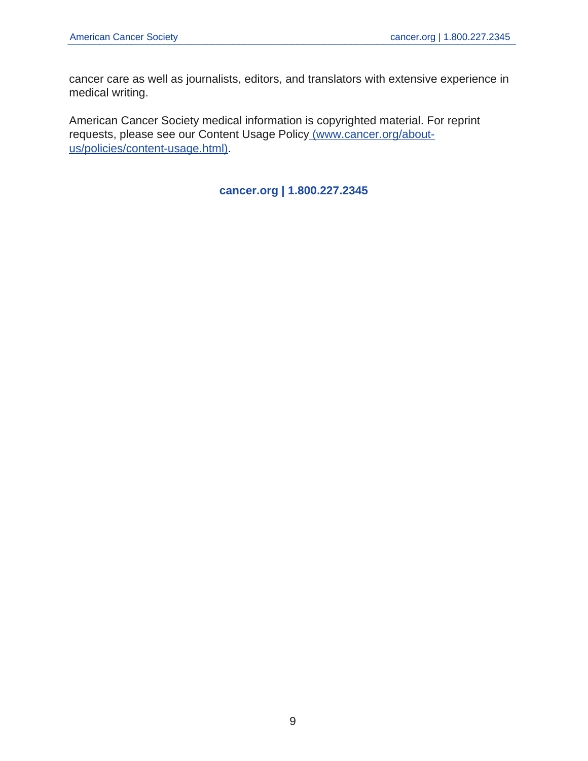cancer care as well as journalists, editors, and translators with extensive experience in medical writing.

American Cancer Society medical information is copyrighted material. For reprint requests, please see our Content Usage Policy (www.cancer.org/about-us/policies/content-usage.html).

**cancer.org | 1.800.227.2345**